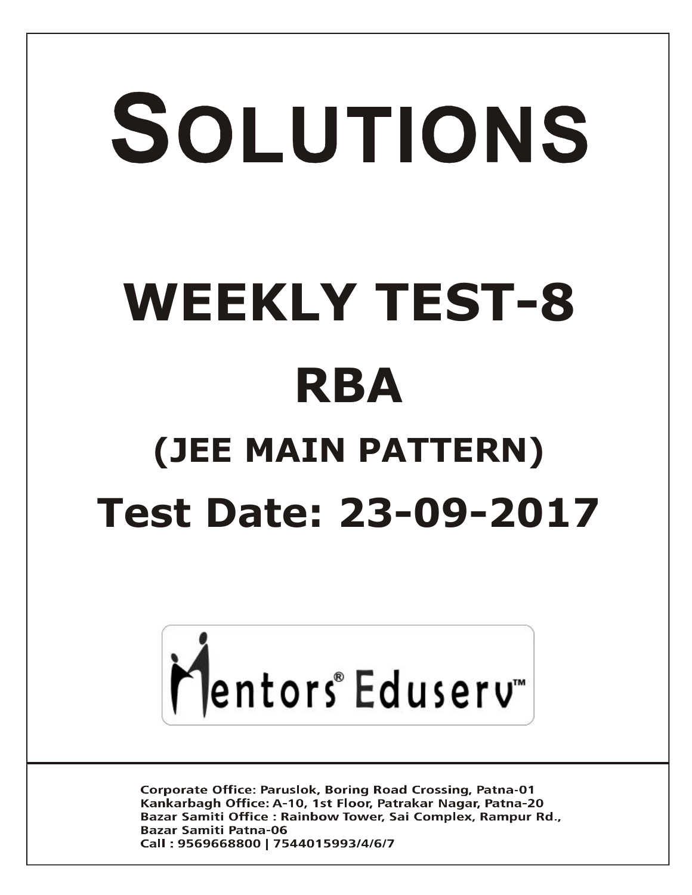# SOLUTIONS

# WEEKLY TEST-8

# RBA

## (JEE MAIN PATTERN)

## Test Date: 23-09-2017

Mentors® Eduserv™

**Corporate Office: Paruslok, Boring Road Crossing, Patna-01**
**Kankarbagh Office: A-10, 1st Floor, Patrakar Nagar, Patna-20**
**Bazar Samiti Office : Rainbow Tower, Sai Complex, Rampur Rd., Bazar Samiti Patna-06**
**Call : 9569668800 | 7544015993/4/6/7**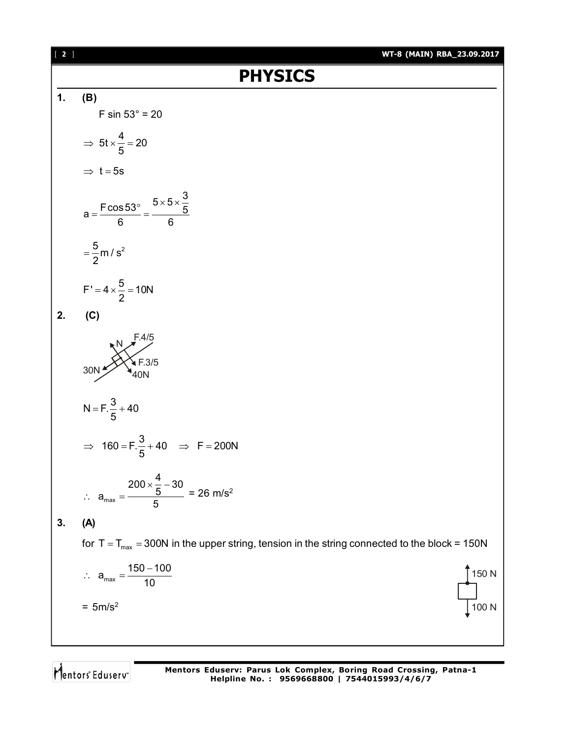# PHYSICS

**1. (B)**

$F \sin 53° = 20$

$\Rightarrow 5t \times \frac{4}{5} = 20$

$\Rightarrow t = 5s$

$a = \frac{F \cos 53°}{6} = \frac{5 \times 5 \times \frac{3}{5}}{6}$

$= \frac{5}{2} m/s^2$

$F' = 4 \times \frac{5}{2} = 10N$

**2. (C)**

N, F.4/5, F.3/5, 30N, 40N

$N = F.\frac{3}{5} + 40$

$\Rightarrow 160 = F.\frac{3}{5} + 40 \quad \Rightarrow F = 200N$

$\therefore a_{max} = \frac{200 \times \frac{4}{5} - 30}{5} = 26 \text{ m/s}^2$

**3. (A)**

for $T = T_{max} = 300N$ in the upper string, tension in the string connected to the block = 150N

$\therefore a_{max} = \frac{150 - 100}{10}$

$= 5 \text{m/s}^2$

150 N

100 N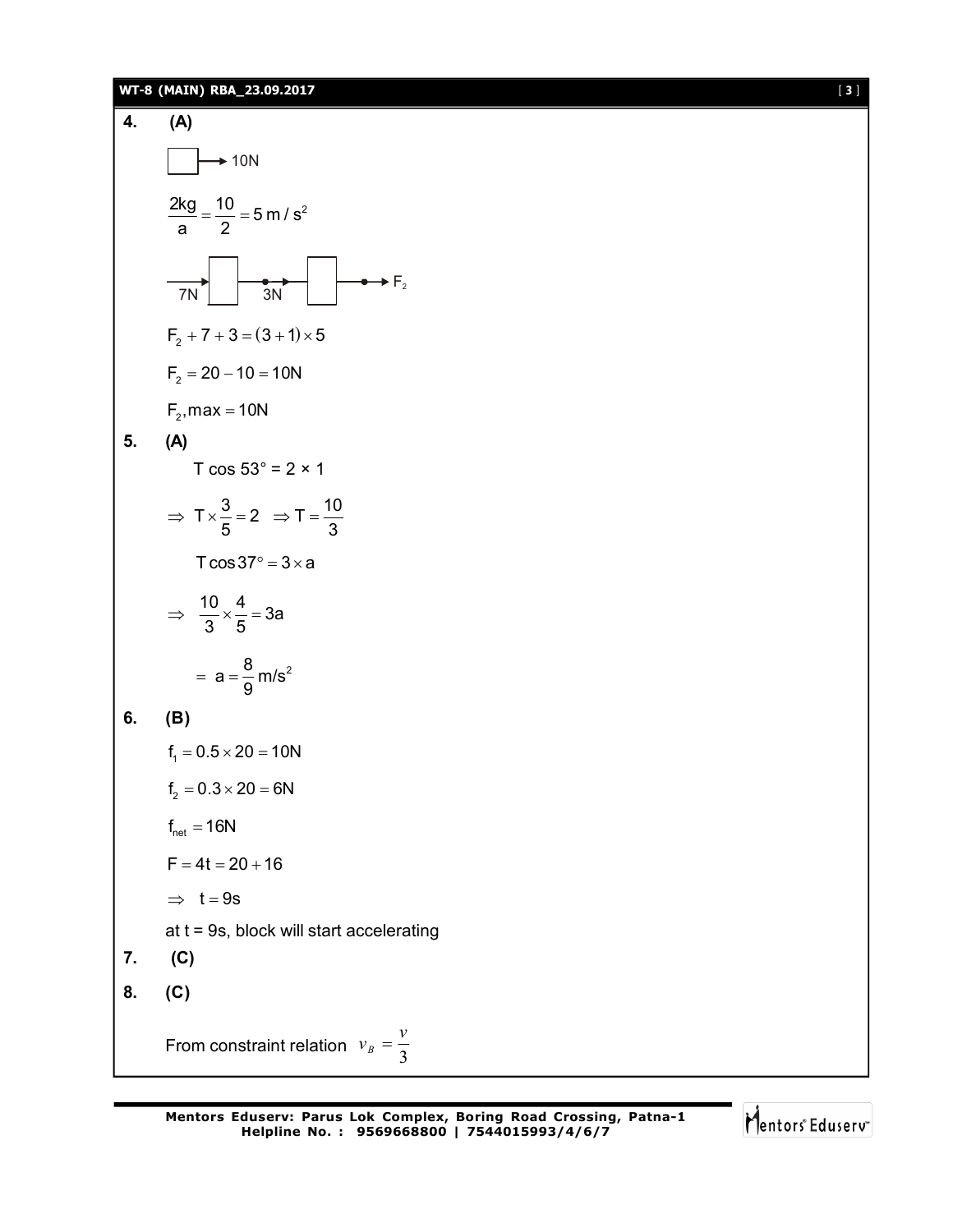**4. (A)**

10N

$$\frac{2kg}{a} = \frac{10}{2} = 5\,m/s^2$$

7N 3N $F_2$

$$F_2 + 7 + 3 = (3+1)\times 5$$

$$F_2 = 20 - 10 = 10N$$

$$F_2, max = 10N$$

**5. (A)**

$$T \cos 53° = 2 \times 1$$

$$\Rightarrow T \times \frac{3}{5} = 2 \quad \Rightarrow T = \frac{10}{3}$$

$$T \cos 37° = 3 \times a$$

$$\Rightarrow \frac{10}{3} \times \frac{4}{5} = 3a$$

$$= a = \frac{8}{9}\,m/s^2$$

**6. (B)**

$$f_1 = 0.5 \times 20 = 10N$$

$$f_2 = 0.3 \times 20 = 6N$$

$$f_{net} = 16N$$

$$F = 4t = 20 + 16$$

$$\Rightarrow t = 9s$$

at t = 9s, block will start accelerating

**7. (C)**

**8. (C)**

From constraint relation $v_B = \frac{v}{3}$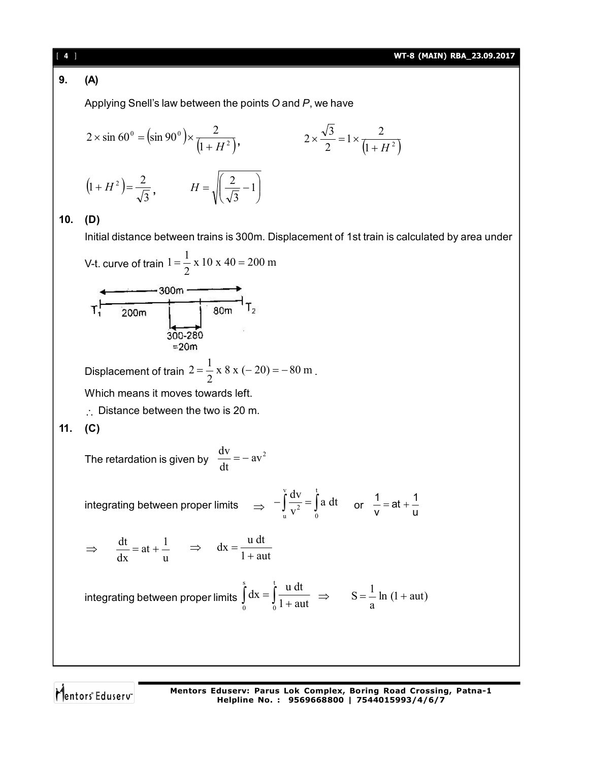**9. (A)**

Applying Snell's law between the points *O* and *P*, we have

$$2 \times \sin 60^0 = (\sin 90^0) \times \frac{2}{(1+H^2)}, \qquad 2 \times \frac{\sqrt{3}}{2} = 1 \times \frac{2}{(1+H^2)}$$

$$(1+H^2) = \frac{2}{\sqrt{3}}, \qquad H = \sqrt{\left(\frac{2}{\sqrt{3}} - 1\right)}$$

**10. (D)**

Initial distance between trains is 300m. Displacement of 1st train is calculated by area under V-t. curve of train $1 = \frac{1}{2} \text{ x } 10 \text{ x } 40 = 200 \text{ m}$

Displacement of train $2 = \frac{1}{2} \text{ x } 8 \text{ x } (-20) = -80 \text{ m}$.

Which means it moves towards left.

$\therefore$ Distance between the two is 20 m.

**11. (C)**

The retardation is given by $\frac{dv}{dt} = -av^2$

integrating between proper limits $\Rightarrow -\int_u^v \frac{dv}{v^2} = \int_0^t a\, dt$ or $\frac{1}{v} = at + \frac{1}{u}$

$$\Rightarrow \frac{dt}{dx} = at + \frac{1}{u} \Rightarrow dx = \frac{u\, dt}{1 + aut}$$

integrating between proper limits $\int_0^s dx = \int_0^t \frac{u\, dt}{1+aut} \Rightarrow S = \frac{1}{a} \ln (1 + aut)$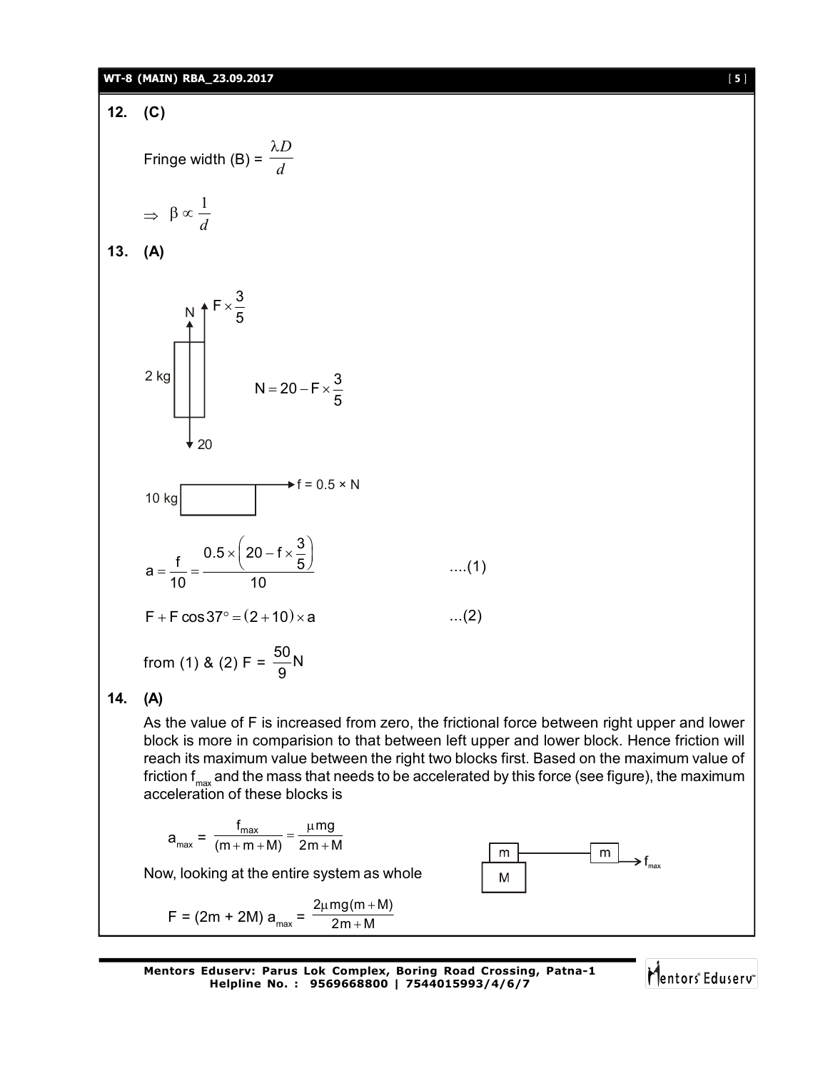**12.** **(C)**

Fringe width (B) = $\frac{\lambda D}{d}$

$\Rightarrow \beta \propto \frac{1}{d}$

**13.** **(A)**

N ↑ $F \times \frac{3}{5}$

2 kg

20

$N = 20 - F \times \frac{3}{5}$

10 kg → f = 0.5 × N

$$a = \frac{f}{10} = \frac{0.5 \times \left(20 - f \times \frac{3}{5}\right)}{10} \quad \text{....(1)}$$

$$F + F\cos 37^\circ = (2+10) \times a \quad \text{...(2)}$$

from (1) & (2) F = $\frac{50}{9}$N

**14.** **(A)**

As the value of F is increased from zero, the frictional force between right upper and lower block is more in comparision to that between left upper and lower block. Hence friction will reach its maximum value between the right two blocks first. Based on the maximum value of friction $f_{max}$ and the mass that needs to be accelerated by this force (see figure), the maximum acceleration of these blocks is

$$a_{max} = \frac{f_{max}}{(m+m+M)} = \frac{\mu mg}{2m+M}$$

Now, looking at the entire system as whole

$$F = (2m + 2M)\, a_{max} = \frac{2\mu mg(m+M)}{2m+M}$$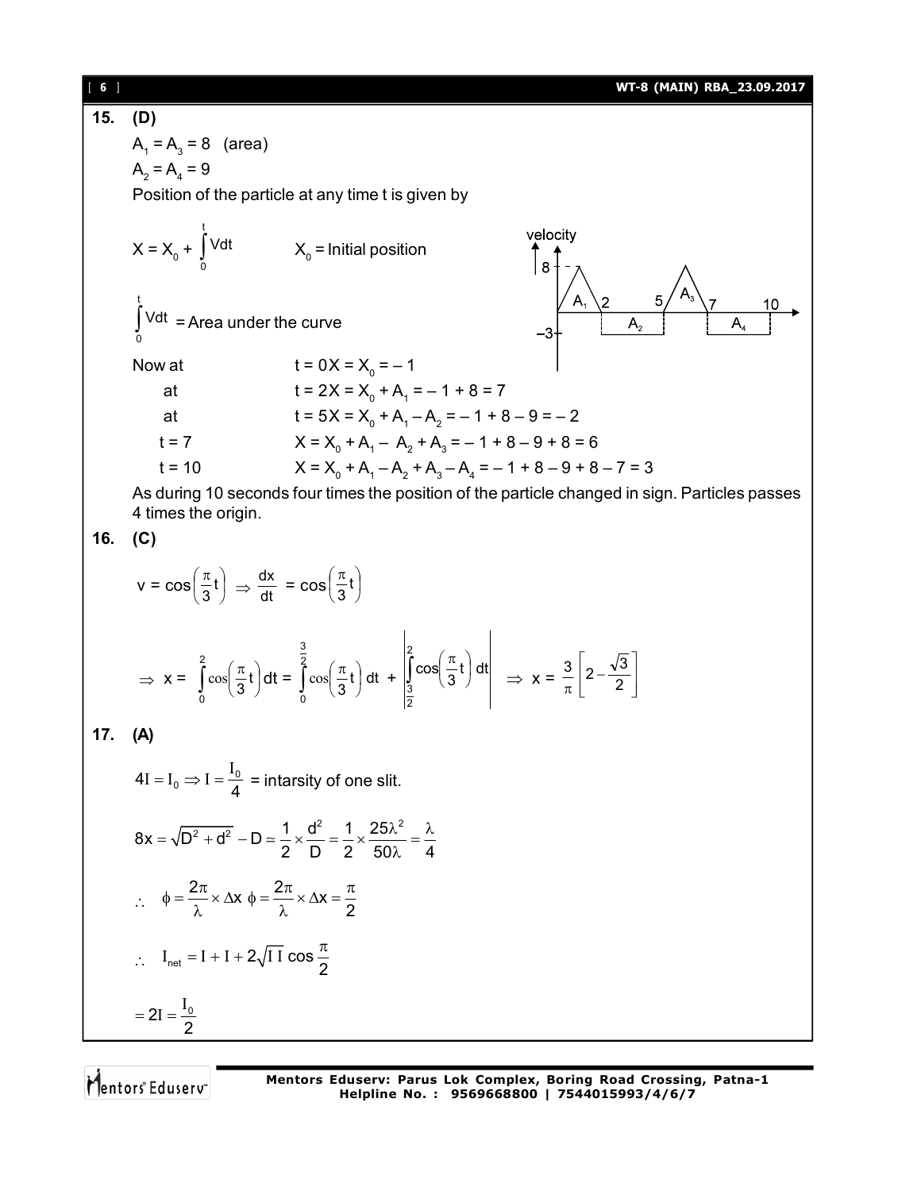**15. (D)**

$A_1 = A_3 = 8$ (area)

$A_2 = A_4 = 9$

Position of the particle at any time t is given by

$X = X_0 + \int_0^t Vdt$ $\quad\quad$ $X_0$ = Initial position

$\int_0^t Vdt$ = Area under the curve

Now at $\quad\quad t = 0\ X = X_0 = -1$

at $\quad\quad t = 2\ X = X_0 + A_1 = -1 + 8 = 7$

at $\quad\quad t = 5\ X = X_0 + A_1 - A_2 = -1 + 8 - 9 = -2$

$t = 7 \quad\quad X = X_0 + A_1 - A_2 + A_3 = -1 + 8 - 9 + 8 = 6$

$t = 10 \quad\quad X = X_0 + A_1 - A_2 + A_3 - A_4 = -1 + 8 - 9 + 8 - 7 = 3$

As during 10 seconds four times the position of the particle changed in sign. Particles passes 4 times the origin.

**16. (C)**

$$v = \cos\left(\frac{\pi}{3}t\right) \Rightarrow \frac{dx}{dt} = \cos\left(\frac{\pi}{3}t\right)$$

$$\Rightarrow x = \int_0^2 \cos\left(\frac{\pi}{3}t\right) dt = \int_0^{\frac{3}{2}} \cos\left(\frac{\pi}{3}t\right) dt + \left|\int_{\frac{3}{2}}^{2} \cos\left(\frac{\pi}{3}t\right) dt\right| \Rightarrow x = \frac{3}{\pi}\left[2 - \frac{\sqrt{3}}{2}\right]$$

**17. (A)**

$4I = I_0 \Rightarrow I = \dfrac{I_0}{4}$ = intarsity of one slit.

$$8x = \sqrt{D^2 + d^2} - D \simeq \frac{1}{2} \times \frac{d^2}{D} = \frac{1}{2} \times \frac{25\lambda^2}{50\lambda} = \frac{\lambda}{4}$$

$$\therefore \quad \phi = \frac{2\pi}{\lambda} \times \Delta x \ \phi = \frac{2\pi}{\lambda} \times \Delta x = \frac{\pi}{2}$$

$$\therefore \quad I_{net} = I + I + 2\sqrt{I\,I}\cos\frac{\pi}{2}$$

$$= 2I = \frac{I_0}{2}$$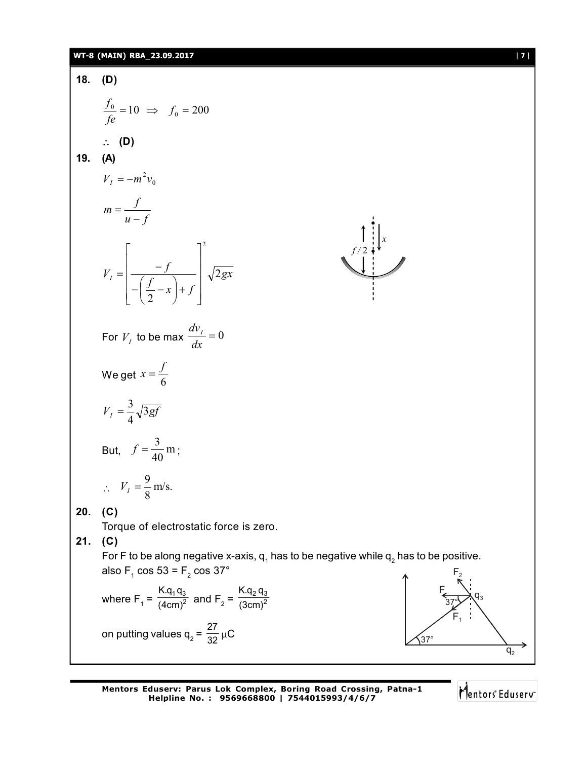**18.** **(D)**

$$\frac{f_0}{fe} = 10 \;\Rightarrow\; f_0 = 200$$

$\therefore$ **(D)**

**19.** **(A)**

$$V_I = -m^2 v_0$$

$$m = \frac{f}{u - f}$$

$$V_I = \left[\frac{-f}{-\left(\frac{f}{2} - x\right) + f}\right]^2 \sqrt{2gx}$$

For $V_I$ to be max $\frac{dv_I}{dx} = 0$

We get $x = \frac{f}{6}$

$$V_I = \frac{3}{4}\sqrt{3gf}$$

But, $f = \frac{3}{40}\,\text{m}$;

$$\therefore\; V_I = \frac{9}{8}\,\text{m/s.}$$

**20.** **(C)**

Torque of electrostatic force is zero.

**21.** **(C)**

For F to be along negative x-axis, $q_1$ has to be negative while $q_2$ has to be positive.

also $F_1 \cos 53 = F_2 \cos 37°$

where $F_1 = \frac{K.q_1 q_3}{(4\text{cm})^2}$ and $F_2 = \frac{K.q_2 q_3}{(3\text{cm})^2}$

on putting values $q_2 = \frac{27}{32}\,\mu\text{C}$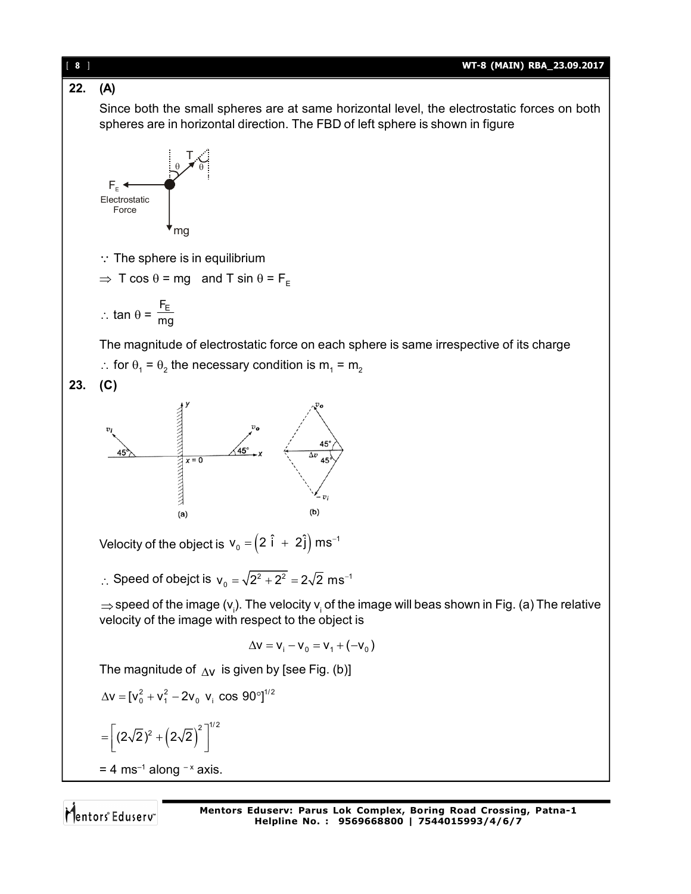**22. (A)**

Since both the small spheres are at same horizontal level, the electrostatic forces on both spheres are in horizontal direction. The FBD of left sphere is shown in figure

$\because$ The sphere is in equilibrium

$\Rightarrow$ T cos $\theta$ = mg and T sin $\theta$ = $F_E$

$\therefore$ $\tan\theta = \dfrac{F_E}{mg}$

The magnitude of electrostatic force on each sphere is same irrespective of its charge

$\therefore$ for $\theta_1 = \theta_2$ the necessary condition is $m_1 = m_2$

**23. (C)**

(a) (b)

Velocity of the object is $v_0 = \left(2\,\hat{i} + 2\hat{j}\right)\,ms^{-1}$

$\therefore$ Speed of obejct is $v_0 = \sqrt{2^2 + 2^2} = 2\sqrt{2}\ ms^{-1}$

$\Rightarrow$ speed of the image ($v_i$). The velocity $v_i$ of the image will beas shown in Fig. (a) The relative velocity of the image with respect to the object is

$$\Delta v = v_i - v_0 = v_1 + (-v_0)$$

The magnitude of $\Delta v$ is given by [see Fig. (b)]

$\Delta v = [v_0^2 + v_1^2 - 2v_0\ v_i\ \cos 90°]^{1/2}$

$= \left[(2\sqrt{2})^2 + \left(2\sqrt{2}\right)^2\right]^{1/2}$

= 4 $ms^{-1}$ along $^{-x}$ axis.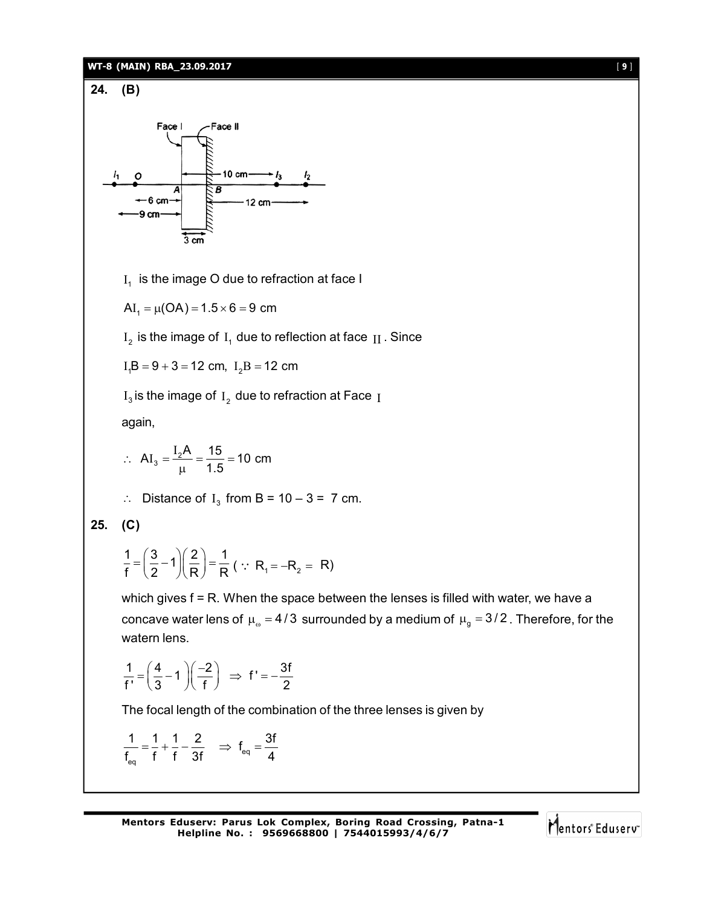**24. (B)**

$I_1$ is the image O due to refraction at face I

$AI_1 = \mu(OA) = 1.5 \times 6 = 9$ cm

$I_2$ is the image of $I_1$ due to reflection at face II. Since

$I_1B = 9 + 3 = 12$ cm, $I_2B = 12$ cm

$I_3$ is the image of $I_2$ due to refraction at Face I

again,

$$\therefore \ AI_3 = \frac{I_2A}{\mu} = \frac{15}{1.5} = 10 \text{ cm}$$

$\therefore$ Distance of $I_3$ from B = 10 – 3 = 7 cm.

**25. (C)**

$$\frac{1}{f} = \left(\frac{3}{2} - 1\right)\left(\frac{2}{R}\right) = \frac{1}{R} \ (\because R_1 = -R_2 = R)$$

which gives f = R. When the space between the lenses is filled with water, we have a concave water lens of $\mu_\omega = 4/3$ surrounded by a medium of $\mu_g = 3/2$. Therefore, for the watern lens.

$$\frac{1}{f'} = \left(\frac{4}{3} - 1\right)\left(\frac{-2}{f}\right) \Rightarrow f' = -\frac{3f}{2}$$

The focal length of the combination of the three lenses is given by

$$\frac{1}{f_{eq}} = \frac{1}{f} + \frac{1}{f} - \frac{2}{3f} \Rightarrow f_{eq} = \frac{3f}{4}$$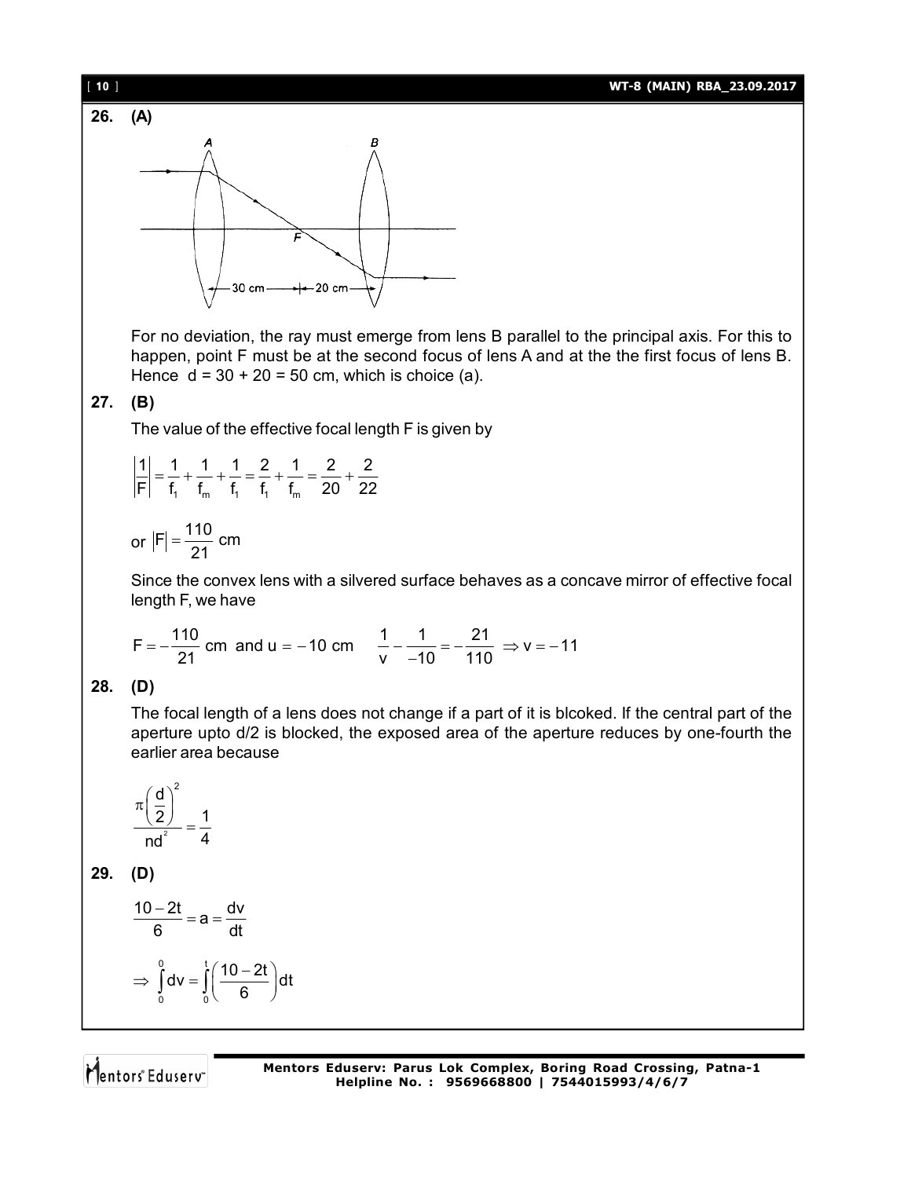**26. (A)**

For no deviation, the ray must emerge from lens B parallel to the principal axis. For this to happen, point F must be at the second focus of lens A and at the the first focus of lens B. Hence d = 30 + 20 = 50 cm, which is choice (a).

**27. (B)**

The value of the effective focal length F is given by

$$\left|\frac{1}{F}\right| = \frac{1}{f_1} + \frac{1}{f_m} + \frac{1}{f_1} = \frac{2}{f_1} + \frac{1}{f_m} = \frac{2}{20} + \frac{2}{22}$$

or $|F| = \frac{110}{21}$ cm

Since the convex lens with a silvered surface behaves as a concave mirror of effective focal length F, we have

$$F = -\frac{110}{21} \text{ cm and } u = -10 \text{ cm} \quad \frac{1}{v} - \frac{1}{-10} = -\frac{21}{110} \Rightarrow v = -11$$

**28. (D)**

The focal length of a lens does not change if a part of it is blcoked. If the central part of the aperture upto d/2 is blocked, the exposed area of the aperture reduces by one-fourth the earlier area because

$$\frac{\pi\left(\frac{d}{2}\right)^2}{nd^2} = \frac{1}{4}$$

**29. (D)**

$$\frac{10-2t}{6} = a = \frac{dv}{dt}$$

$$\Rightarrow \int_0^0 dv = \int_0^t \left(\frac{10-2t}{6}\right) dt$$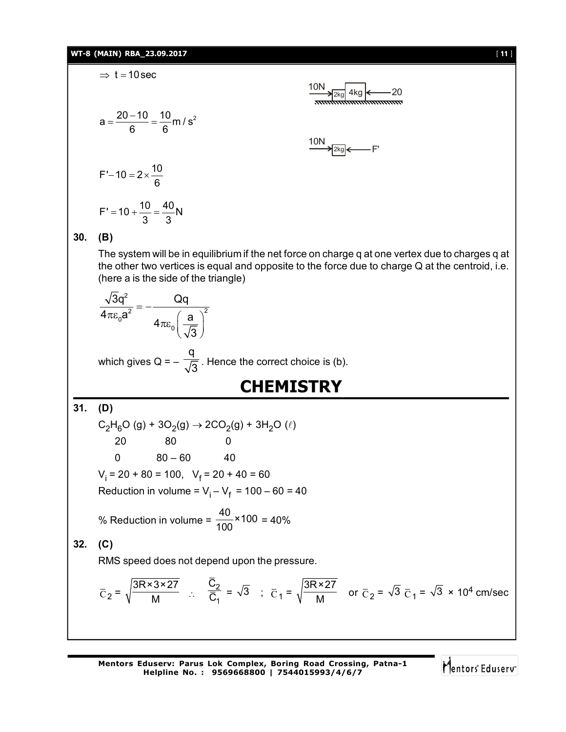$\Rightarrow t = 10\,\text{sec}$

10N → [2kg][4kg] ← 20

$$a = \frac{20-10}{6} = \frac{10}{6}\,m/s^2$$

10N → [2kg] ← F'

$$F' - 10 = 2 \times \frac{10}{6}$$

$$F' = 10 + \frac{10}{3} = \frac{40}{3}N$$

**30. (B)**

The system will be in equilibrium if the net force on charge q at one vertex due to charges q at the other two vertices is equal and opposite to the force due to charge Q at the centroid, i.e. (here a is the side of the triangle)

$$\frac{\sqrt{3}q^2}{4\pi\varepsilon_0 a^2} = -\frac{Qq}{4\pi\varepsilon_0\left(\frac{a}{\sqrt{3}}\right)^2}$$

which gives $Q = -\frac{q}{\sqrt{3}}$. Hence the correct choice is (b).

# CHEMISTRY

**31. (D)**

$C_2H_6O\,(g) + 3O_2(g) \rightarrow 2CO_2(g) + 3H_2O\,(\ell)$

| $C_2H_6O$ | $O_2$ | $CO_2$ |
|---|---|---|
| 20 | 80 | 0 |
| 0 | 80 – 60 | 40 |

$V_i = 20 + 80 = 100$, $V_f = 20 + 40 = 60$

Reduction in volume = $V_i - V_f = 100 - 60 = 40$

% Reduction in volume = $\frac{40}{100} \times 100 = 40\%$

**32. (C)**

RMS speed does not depend upon the pressure.

$\bar{C}_2 = \sqrt{\frac{3R \times 3 \times 27}{M}}$ $\therefore$ $\frac{\bar{C}_2}{\bar{C}_1} = \sqrt{3}$ ; $\bar{C}_1 = \sqrt{\frac{3R \times 27}{M}}$ or $\bar{C}_2 = \sqrt{3}\,\bar{C}_1 = \sqrt{3} \times 10^4$ cm/sec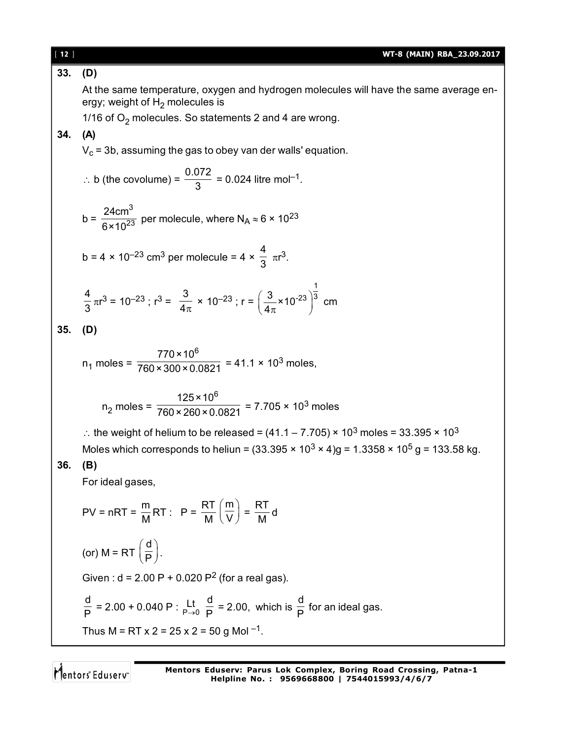**33. (D)**

At the same temperature, oxygen and hydrogen molecules will have the same average energy; weight of $H_2$ molecules is

1/16 of $O_2$ molecules. So statements 2 and 4 are wrong.

**34. (A)**

$V_c = 3b$, assuming the gas to obey van der walls' equation.

$\therefore$ b (the covolume) = $\frac{0.072}{3}$ = 0.024 litre $mol^{-1}$.

$$b = \frac{24 cm^3}{6 \times 10^{23}} \text{ per molecule, where } N_A \approx 6 \times 10^{23}$$

$$b = 4 \times 10^{-23} \text{ cm}^3 \text{ per molecule} = 4 \times \frac{4}{3}\pi r^3.$$

$$\frac{4}{3}\pi r^3 = 10^{-23} \text{ ; } r^3 = \frac{3}{4\pi} \times 10^{-23} \text{ ; } r = \left(\frac{3}{4\pi} \times 10^{-23}\right)^{\frac{1}{3}} \text{ cm}$$

**35. (D)**

$$n_1 \text{ moles} = \frac{770 \times 10^6}{760 \times 300 \times 0.0821} = 41.1 \times 10^3 \text{ moles,}$$

$$n_2 \text{ moles} = \frac{125 \times 10^6}{760 \times 260 \times 0.0821} = 7.705 \times 10^3 \text{ moles}$$

$\therefore$ the weight of helium to be released = $(41.1 - 7.705) \times 10^3$ moles = $33.395 \times 10^3$

Moles which corresponds to heliun = $(33.395 \times 10^3 \times 4)$g = $1.3358 \times 10^5$ g = 133.58 kg.

**36. (B)**

For ideal gases,

$$PV = nRT = \frac{m}{M}RT : \quad P = \frac{RT}{M}\left(\frac{m}{V}\right) = \frac{RT}{M}d$$

$$\text{(or) } M = RT\left(\frac{d}{P}\right).$$

Given : $d = 2.00\,P + 0.020\,P^2$ (for a real gas).

$$\frac{d}{P} = 2.00 + 0.040\,P : \lim_{P \to 0} \frac{d}{P} = 2.00, \text{ which is } \frac{d}{P} \text{ for an ideal gas.}$$

Thus M = RT x 2 = 25 x 2 = 50 g $Mol^{-1}$.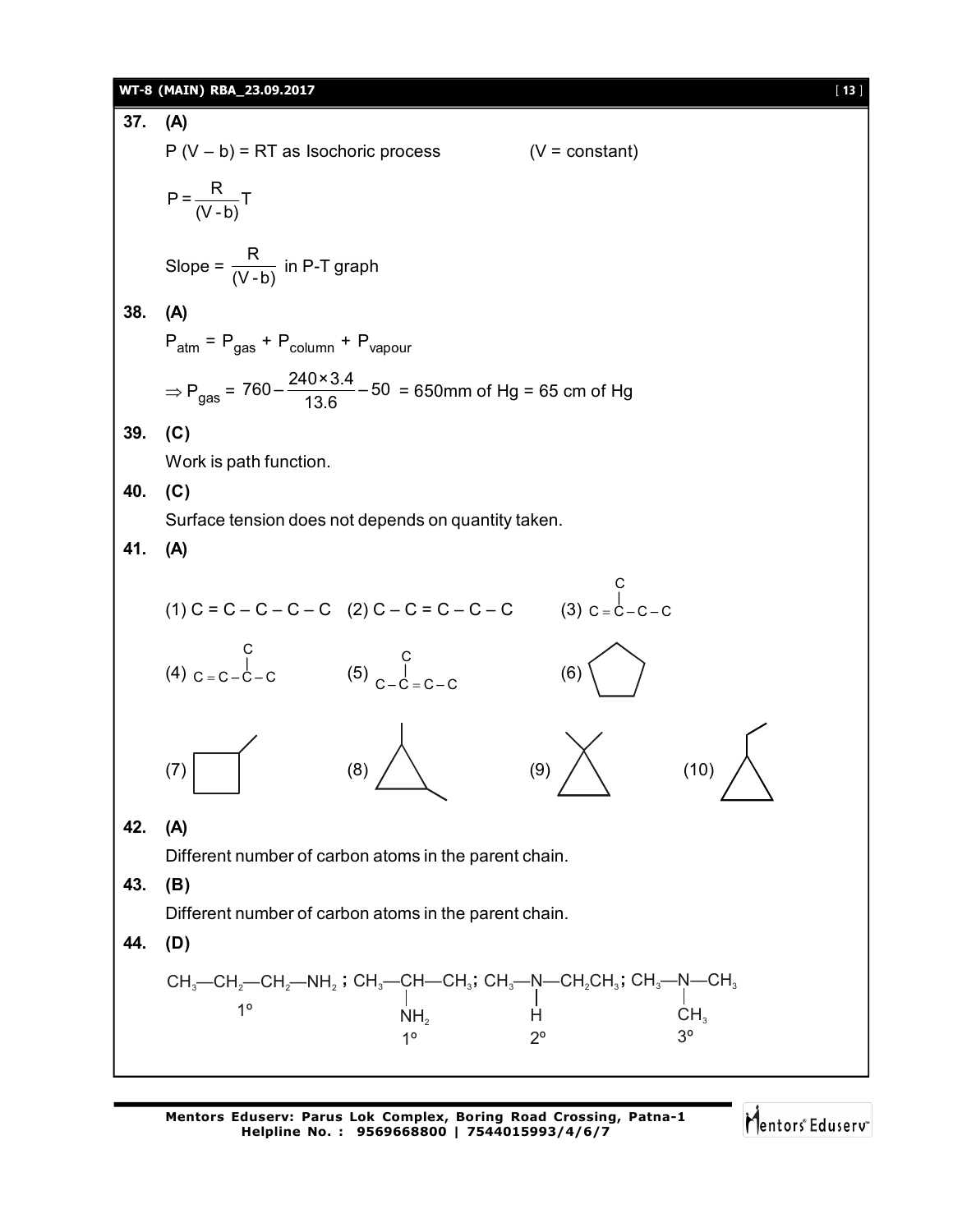**37. (A)**

$P(V - b) = RT$ as Isochoric process (V = constant)

$$P = \frac{R}{(V-b)}T$$

Slope = $\frac{R}{(V-b)}$ in P-T graph

**38. (A)**

$P_{atm} = P_{gas} + P_{column} + P_{vapour}$

$\Rightarrow P_{gas} = 760 - \frac{240 \times 3.4}{13.6} - 50$ = 650mm of Hg = 65 cm of Hg

**39. (C)**

Work is path function.

**40. (C)**

Surface tension does not depends on quantity taken.

**41. (A)**

(1) C = C – C – C – C  (2) C – C = C – C – C  (3) C = C(C) – C – C

(4) C = C – C(C) – C  (5) C – C(C) = C – C  (6) cyclopentane

(7) methylcyclobutane  (8) 1,2-dimethylcyclopropane  (9) 1,1-dimethylcyclopropane  (10) ethylcyclopropane

**42. (A)**

Different number of carbon atoms in the parent chain.

**43. (B)**

Different number of carbon atoms in the parent chain.

**44. (D)**

$CH_3—CH_2—CH_2—NH_2$ (1°) ; $CH_3—CH(NH_2)—CH_3$ (1°); $CH_3—NH—CH_2CH_3$ (2°); $CH_3—N(CH_3)—CH_3$ (3°)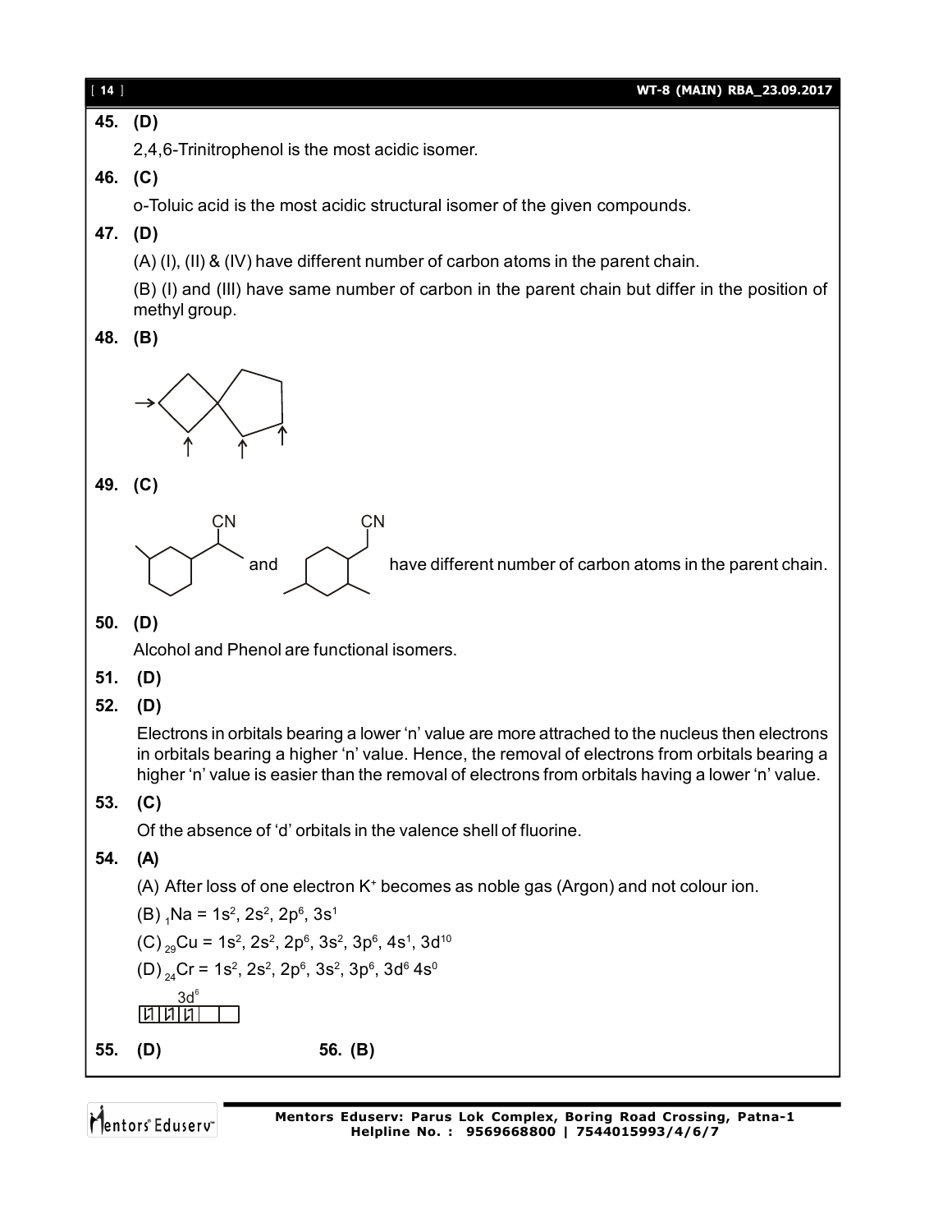**45. (D)**

2,4,6-Trinitrophenol is the most acidic isomer.

**46. (C)**

o-Toluic acid is the most acidic structural isomer of the given compounds.

**47. (D)**

(A) (I), (II) & (IV) have different number of carbon atoms in the parent chain.

(B) (I) and (III) have same number of carbon in the parent chain but differ in the position of methyl group.

**48. (B)**

**49. (C)**

and have different number of carbon atoms in the parent chain.

**50. (D)**

Alcohol and Phenol are functional isomers.

**51. (D)**

**52. (D)**

Electrons in orbitals bearing a lower 'n' value are more attracted to the nucleus then electrons in orbitals bearing a higher 'n' value. Hence, the removal of electrons from orbitals bearing a higher 'n' value is easier than the removal of electrons from orbitals having a lower 'n' value.

**53. (C)**

Of the absence of 'd' orbitals in the valence shell of fluorine.

**54. (A)**

(A) After loss of one electron $K^+$ becomes as noble gas (Argon) and not colour ion.

(B) $_1Na = 1s^2, 2s^2, 2p^6, 3s^1$

(C) $_{29}Cu = 1s^2, 2s^2, 2p^6, 3s^2, 3p^6, 4s^1, 3d^{10}$

(D) $_{24}Cr = 1s^2, 2s^2, 2p^6, 3s^2, 3p^6, 3d^6\ 4s^0$

$3d^6$

**55. (D)** **56. (B)**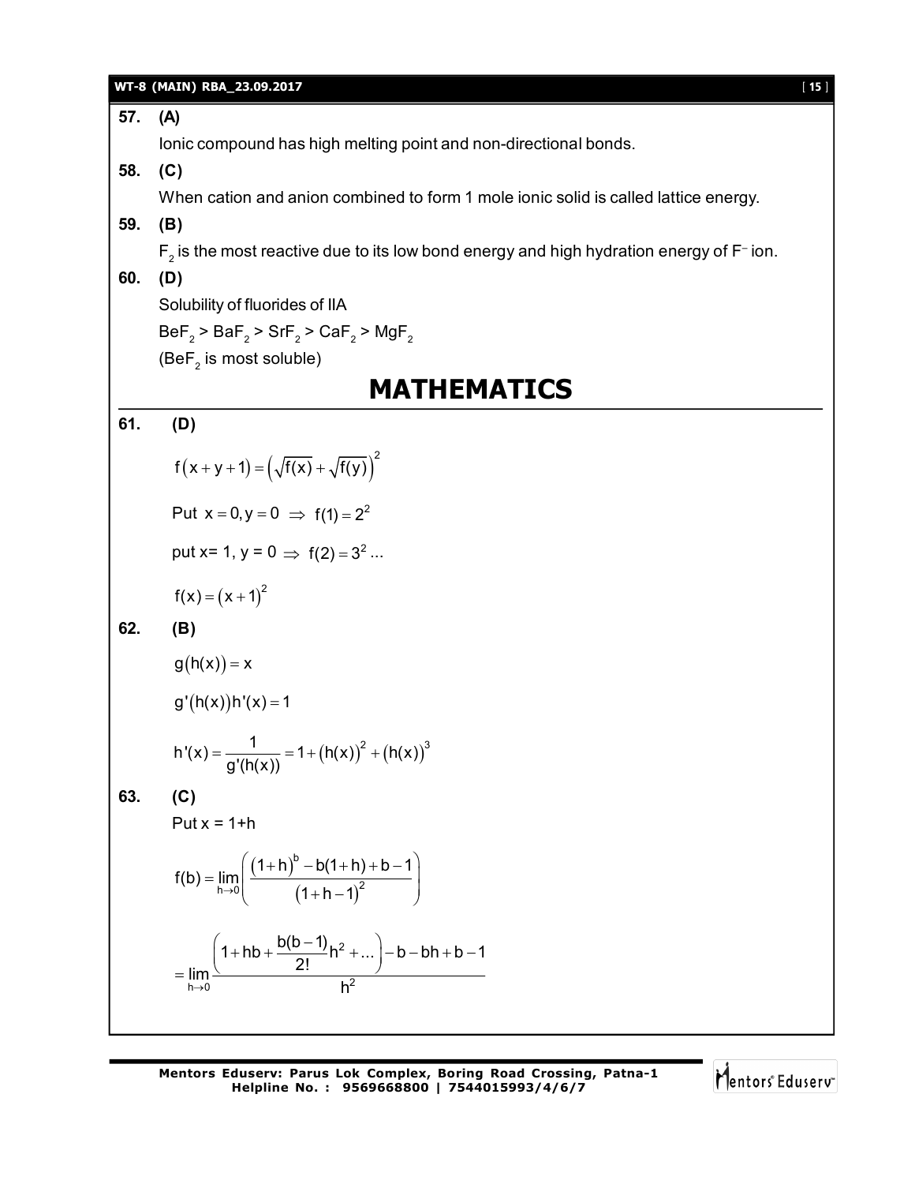**57. (A)**

Ionic compound has high melting point and non-directional bonds.

**58. (C)**

When cation and anion combined to form 1 mole ionic solid is called lattice energy.

**59. (B)**

$F_2$ is the most reactive due to its low bond energy and high hydration energy of $F^-$ ion.

**60. (D)**

Solubility of fluorides of IIA

$BeF_2 > BaF_2 > SrF_2 > CaF_2 > MgF_2$

($BeF_2$ is most soluble)

# MATHEMATICS

**61. (D)**

$$f(x+y+1) = \left(\sqrt{f(x)} + \sqrt{f(y)}\right)^2$$

Put $x = 0, y = 0 \Rightarrow f(1) = 2^2$

put x= 1, y = 0 $\Rightarrow f(2) = 3^2 ...$

$$f(x) = (x+1)^2$$

**62. (B)**

$$g(h(x)) = x$$

$$g'(h(x))h'(x) = 1$$

$$h'(x) = \frac{1}{g'(h(x))} = 1 + (h(x))^2 + (h(x))^3$$

**63. (C)**

Put x = 1+h

$$f(b) = \lim_{h \to 0}\left(\frac{(1+h)^b - b(1+h) + b - 1}{(1+h-1)^2}\right)$$

$$= \lim_{h \to 0}\frac{\left(1 + hb + \frac{b(b-1)}{2!}h^2 + ...\right) - b - bh + b - 1}{h^2}$$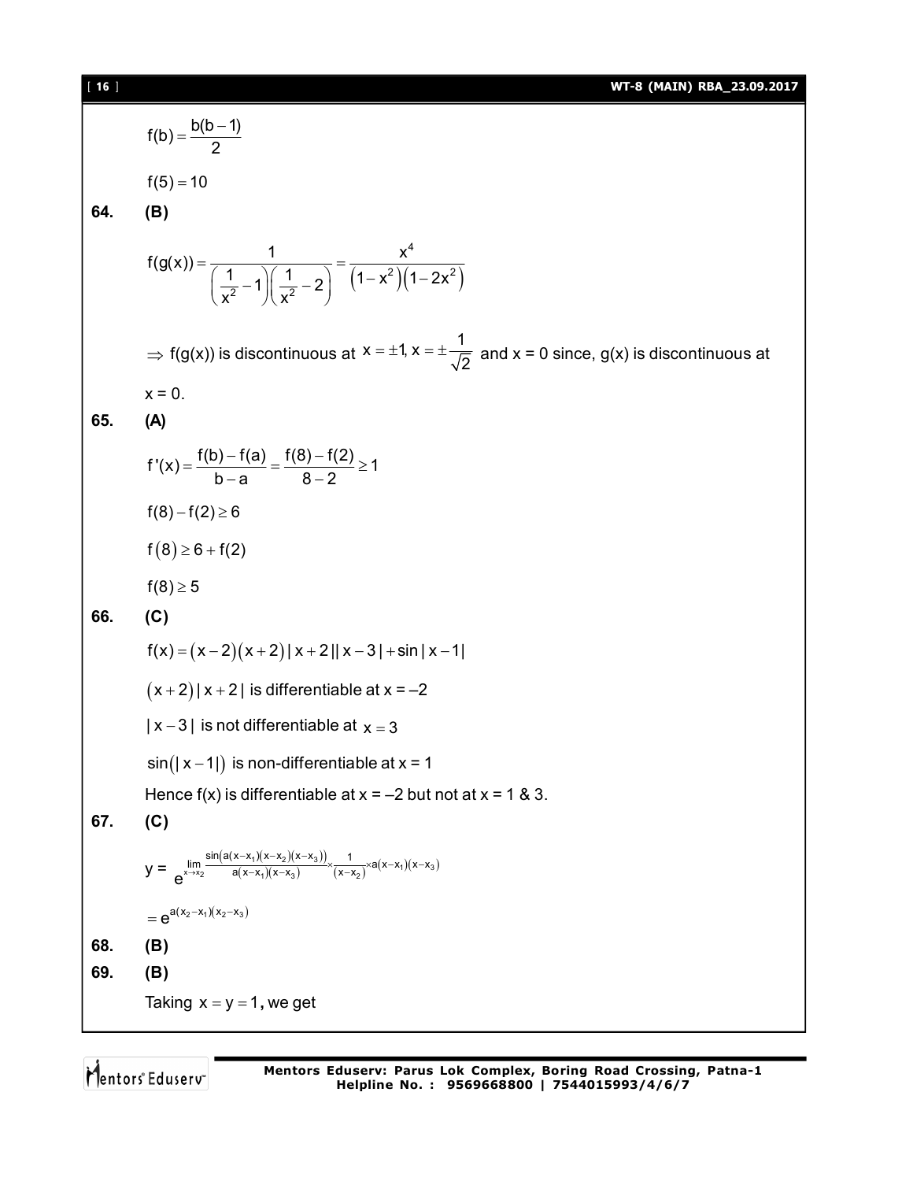$$f(b) = \frac{b(b-1)}{2}$$

$$f(5) = 10$$

**64. (B)**

$$f(g(x)) = \frac{1}{\left(\frac{1}{x^2} - 1\right)\left(\frac{1}{x^2} - 2\right)} = \frac{x^4}{\left(1 - x^2\right)\left(1 - 2x^2\right)}$$

$\Rightarrow$ f(g(x)) is discontinuous at $x = \pm 1, x = \pm \frac{1}{\sqrt{2}}$ and x = 0 since, g(x) is discontinuous at x = 0.

**65. (A)**

$$f'(x) = \frac{f(b) - f(a)}{b - a} = \frac{f(8) - f(2)}{8 - 2} \geq 1$$

$$f(8) - f(2) \geq 6$$

$$f(8) \geq 6 + f(2)$$

$$f(8) \geq 5$$

**66. (C)**

$$f(x) = (x - 2)(x + 2)|x + 2||x - 3| + \sin|x - 1|$$

$(x + 2)|x + 2|$ is differentiable at x = –2

$|x - 3|$ is not differentiable at $x = 3$

$\sin(|x - 1|)$ is non-differentiable at x = 1

Hence f(x) is differentiable at x = –2 but not at x = 1 & 3.

**67. (C)**

$$y = e^{\lim\limits_{x \to x_2} \frac{\sin\left(a(x - x_1)(x - x_2)(x - x_3)\right)}{a(x - x_1)(x - x_3)} \times \frac{1}{(x - x_2)} \times a(x - x_1)(x - x_3)}$$

$$= e^{a(x_2 - x_1)(x_2 - x_3)}$$

**68. (B)**

**69. (B)**

Taking $x = y = 1$, we get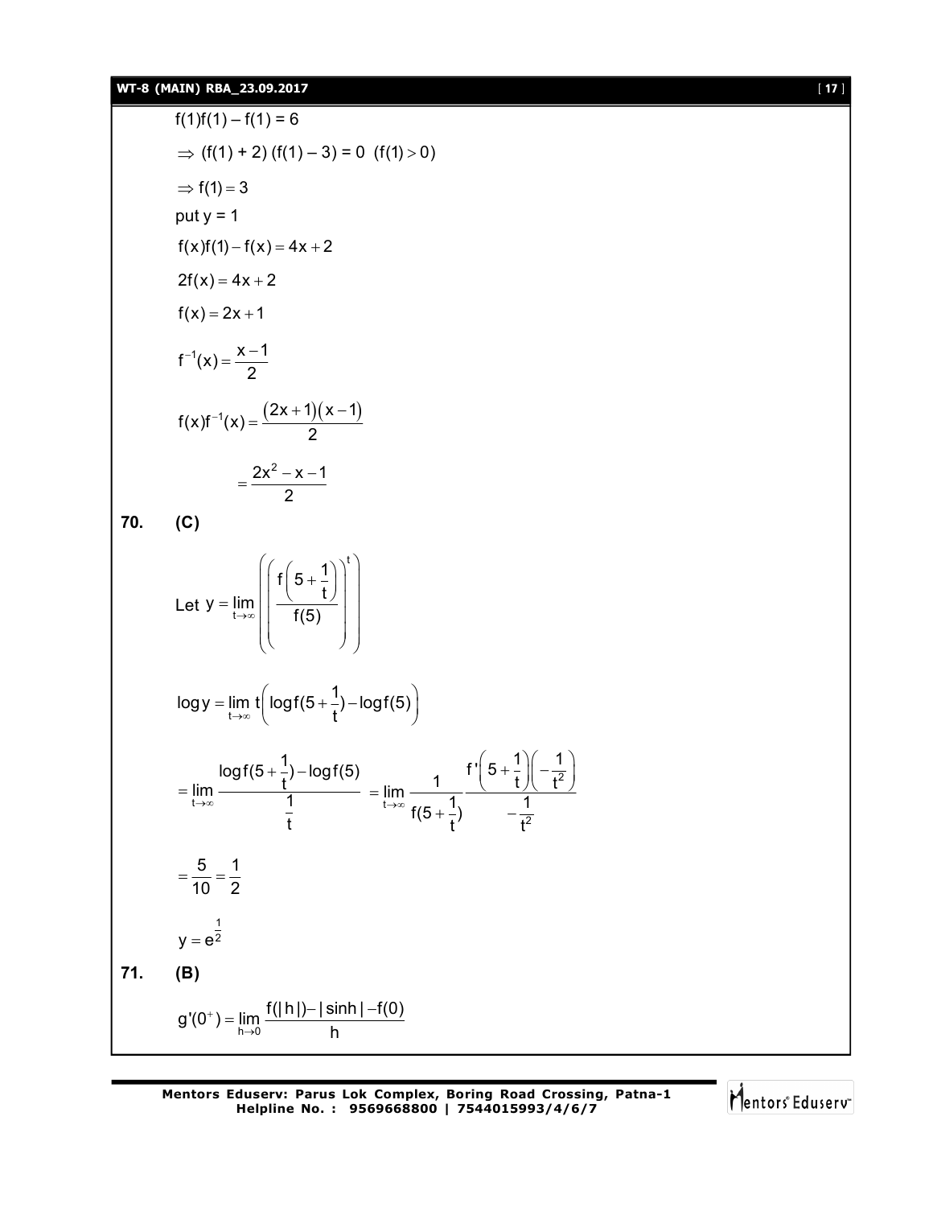$f(1)f(1) - f(1) = 6$

$\Rightarrow (f(1) + 2)\,(f(1) - 3) = 0 \;\; (f(1) > 0)$

$\Rightarrow f(1) = 3$

put y = 1

$f(x)f(1) - f(x) = 4x + 2$

$2f(x) = 4x + 2$

$f(x) = 2x + 1$

$$f^{-1}(x) = \frac{x-1}{2}$$

$$f(x)f^{-1}(x) = \frac{(2x+1)(x-1)}{2}$$

$$= \frac{2x^2 - x - 1}{2}$$

**70. (C)**

$$\text{Let } y = \lim_{t\to\infty}\left(\left(\frac{f\left(5+\frac{1}{t}\right)}{f(5)}\right)^t\right)$$

$$\log y = \lim_{t\to\infty} t\left(\log f(5+\frac{1}{t}) - \log f(5)\right)$$

$$= \lim_{t\to\infty}\frac{\log f(5+\frac{1}{t}) - \log f(5)}{\frac{1}{t}} = \lim_{t\to\infty}\frac{1}{f(5+\frac{1}{t})}\frac{f'\left(5+\frac{1}{t}\right)\left(-\frac{1}{t^2}\right)}{-\frac{1}{t^2}}$$

$$= \frac{5}{10} = \frac{1}{2}$$

$$y = e^{\frac{1}{2}}$$

**71. (B)**

$$g'(0^+) = \lim_{h\to 0}\frac{f(|h|) - |\sinh| - f(0)}{h}$$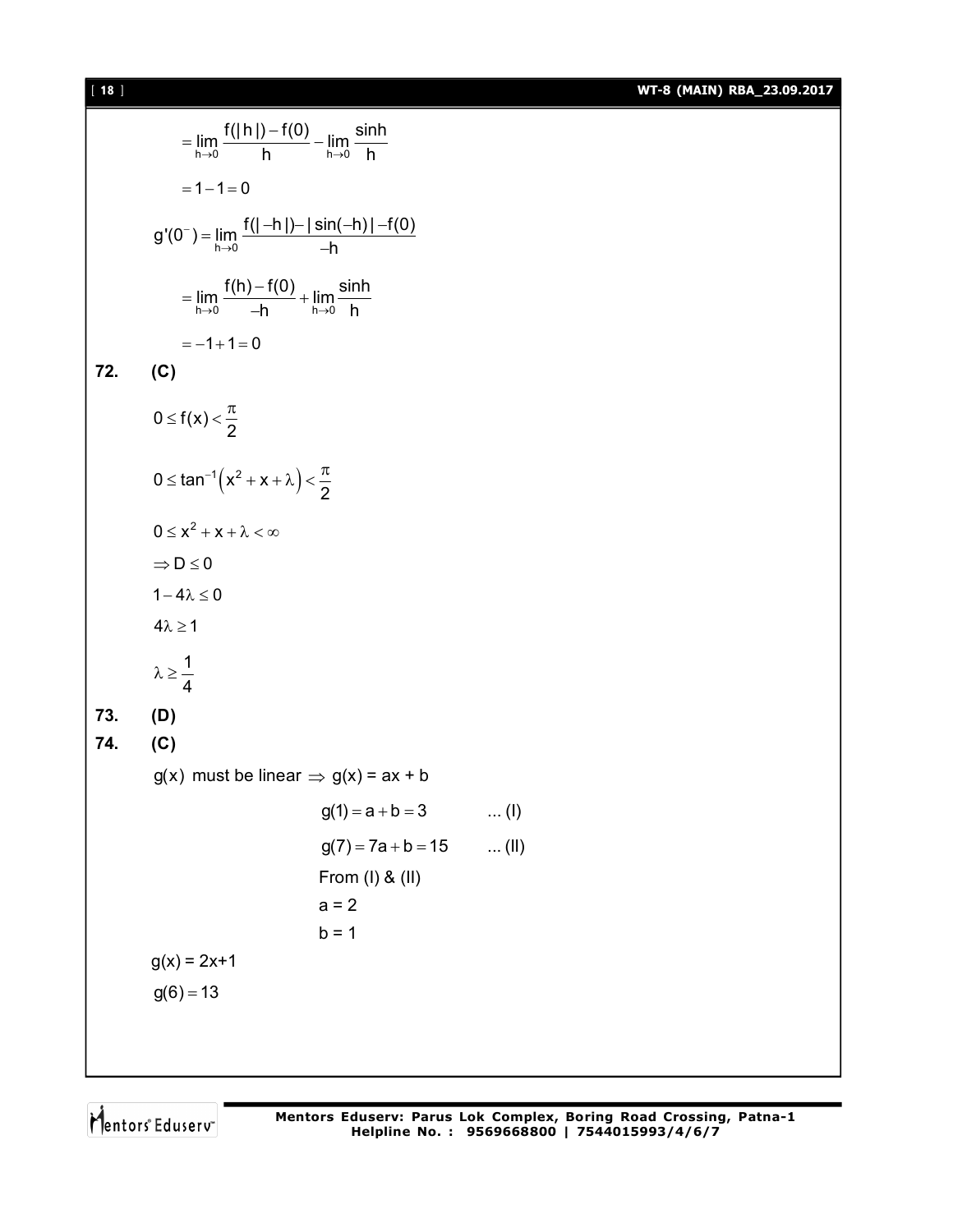$$= \lim_{h\to 0} \frac{f(|h|) - f(0)}{h} - \lim_{h\to 0} \frac{\sinh}{h}$$

$$= 1 - 1 = 0$$

$$g'(0^-) = \lim_{h\to 0} \frac{f(|-h|) - |\sin(-h)| - f(0)}{-h}$$

$$= \lim_{h\to 0} \frac{f(h) - f(0)}{-h} + \lim_{h\to 0} \frac{\sinh}{h}$$

$$= -1 + 1 = 0$$

**72. (C)**

$$0 \le f(x) < \frac{\pi}{2}$$

$$0 \le \tan^{-1}\left(x^2 + x + \lambda\right) < \frac{\pi}{2}$$

$$0 \le x^2 + x + \lambda < \infty$$

$$\Rightarrow D \le 0$$

$$1 - 4\lambda \le 0$$

$$4\lambda \ge 1$$

$$\lambda \ge \frac{1}{4}$$

**73. (D)**

**74. (C)**

$g(x)$ must be linear $\Rightarrow$ $g(x) = ax + b$

$g(1) = a + b = 3$ ... (I)

$g(7) = 7a + b = 15$ ... (II)

From (I) & (II)

$a = 2$

$b = 1$

$g(x) = 2x+1$

$g(6) = 13$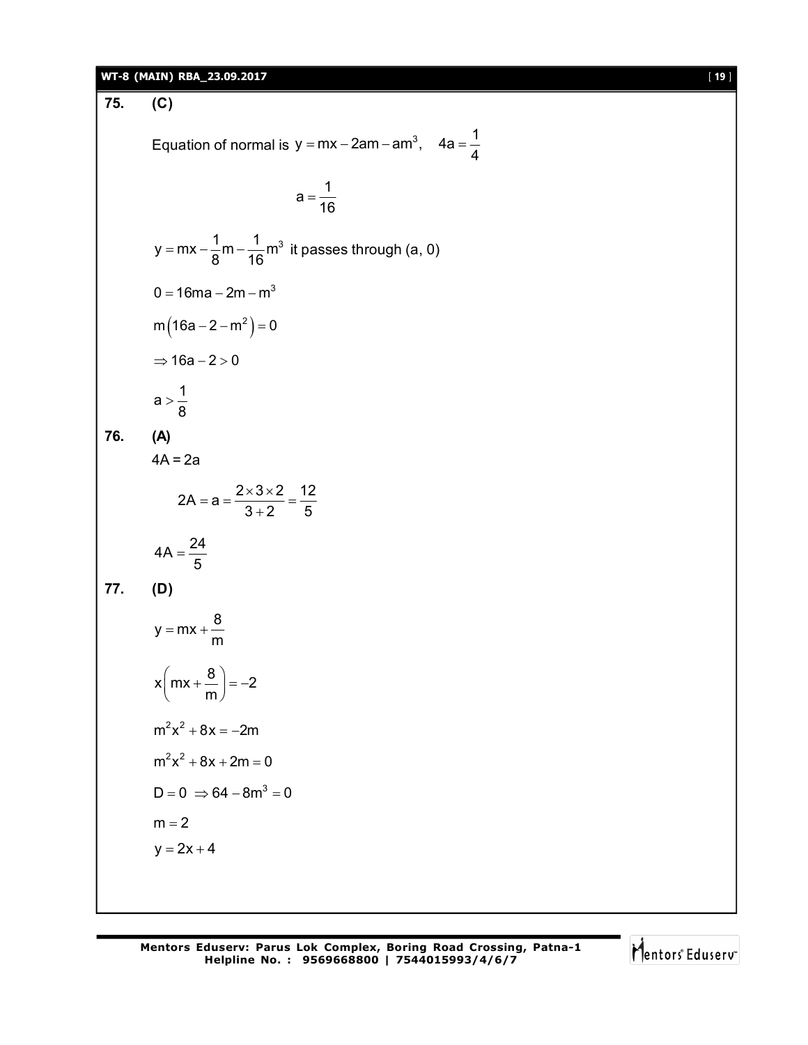**75. (C)**

Equation of normal is $y = mx - 2am - am^3, \quad 4a = \frac{1}{4}$

$$a = \frac{1}{16}$$

$y = mx - \frac{1}{8}m - \frac{1}{16}m^3$ it passes through (a, 0)

$0 = 16ma - 2m - m^3$

$m\left(16a - 2 - m^2\right) = 0$

$\Rightarrow 16a - 2 > 0$

$a > \frac{1}{8}$

**76. (A)**

4A = 2a

$$2A = a = \frac{2 \times 3 \times 2}{3 + 2} = \frac{12}{5}$$

$4A = \frac{24}{5}$

**77. (D)**

$y = mx + \frac{8}{m}$

$x\left(mx + \frac{8}{m}\right) = -2$

$m^2x^2 + 8x = -2m$

$m^2x^2 + 8x + 2m = 0$

$D = 0 \Rightarrow 64 - 8m^3 = 0$

$m = 2$

$y = 2x + 4$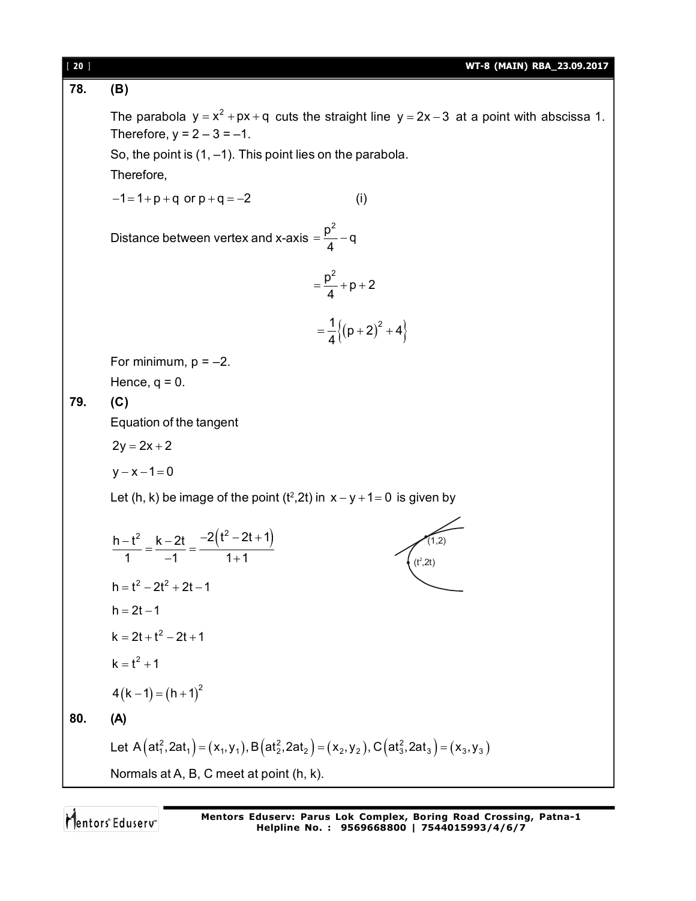**78. (B)**

The parabola $y = x^2 + px + q$ cuts the straight line $y = 2x - 3$ at a point with abscissa 1. Therefore, y = 2 – 3 = –1.

So, the point is (1, –1). This point lies on the parabola.

Therefore,

$-1 = 1 + p + q$ or $p + q = -2$ (i)

Distance between vertex and x-axis $= \frac{p^2}{4} - q$

$$= \frac{p^2}{4} + p + 2$$

$$= \frac{1}{4}\left\{(p+2)^2 + 4\right\}$$

For minimum, p = –2.

Hence, q = 0.

**79. (C)**

Equation of the tangent

$2y = 2x + 2$

$y - x - 1 = 0$

Let (h, k) be image of the point $(t^2, 2t)$ in $x - y + 1 = 0$ is given by

$$\frac{h - t^2}{1} = \frac{k - 2t}{-1} = \frac{-2\left(t^2 - 2t + 1\right)}{1+1}$$

$h = t^2 - 2t^2 + 2t - 1$

$h = 2t - 1$

$k = 2t + t^2 - 2t + 1$

$k = t^2 + 1$

$4(k-1) = (h+1)^2$

**80. (A)**

Let $A\left(at_1^2, 2at_1\right) = (x_1, y_1), B\left(at_2^2, 2at_2\right) = (x_2, y_2), C\left(at_3^2, 2at_3\right) = (x_3, y_3)$

Normals at A, B, C meet at point (h, k).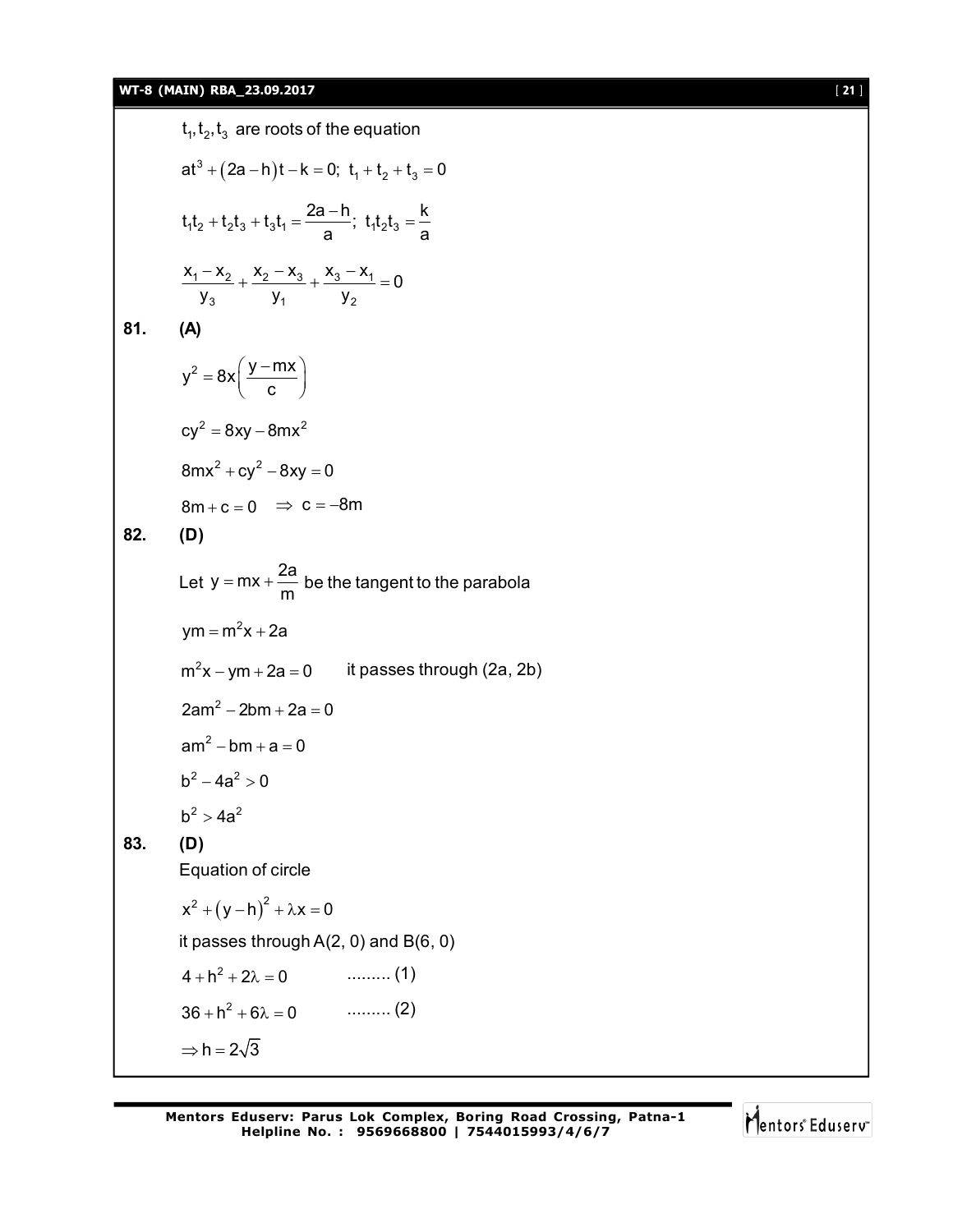$t_1, t_2, t_3$ are roots of the equation

$$at^3 + (2a - h)t - k = 0;\ t_1 + t_2 + t_3 = 0$$

$$t_1t_2 + t_2t_3 + t_3t_1 = \frac{2a - h}{a};\ t_1t_2t_3 = \frac{k}{a}$$

$$\frac{x_1 - x_2}{y_3} + \frac{x_2 - x_3}{y_1} + \frac{x_3 - x_1}{y_2} = 0$$

**81. (A)**

$$y^2 = 8x\left(\frac{y - mx}{c}\right)$$

$$cy^2 = 8xy - 8mx^2$$

$$8mx^2 + cy^2 - 8xy = 0$$

$$8m + c = 0 \quad \Rightarrow\ c = -8m$$

**82. (D)**

Let $y = mx + \frac{2a}{m}$ be the tangent to the parabola

$$ym = m^2x + 2a$$

$$m^2x - ym + 2a = 0 \qquad \text{it passes through } (2a, 2b)$$

$$2am^2 - 2bm + 2a = 0$$

$$am^2 - bm + a = 0$$

$$b^2 - 4a^2 > 0$$

$$b^2 > 4a^2$$

**83. (D)**

Equation of circle

$$x^2 + (y - h)^2 + \lambda x = 0$$

it passes through A(2, 0) and B(6, 0)

$$4 + h^2 + 2\lambda = 0 \qquad \text{......... (1)}$$

$$36 + h^2 + 6\lambda = 0 \qquad \text{......... (2)}$$

$$\Rightarrow h = 2\sqrt{3}$$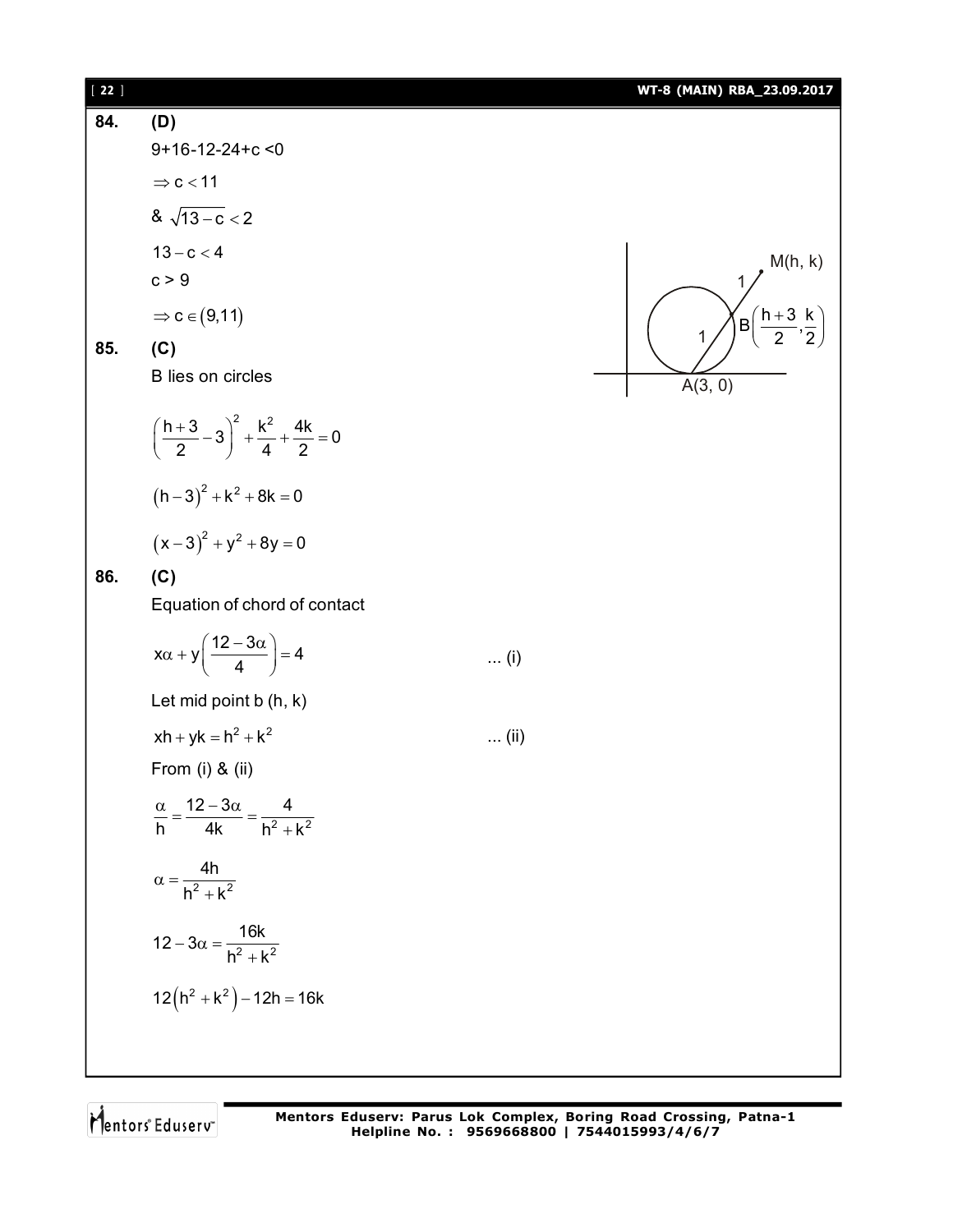**84. (D)**

9+16-12-24+c <0

$\Rightarrow c < 11$

& $\sqrt{13-c} < 2$

$13 - c < 4$

c > 9

$\Rightarrow c \in (9, 11)$

**85. (C)**

B lies on circles

$$\left(\frac{h+3}{2} - 3\right)^2 + \frac{k^2}{4} + \frac{4k}{2} = 0$$

$$(h-3)^2 + k^2 + 8k = 0$$

$$(x-3)^2 + y^2 + 8y = 0$$

**86. (C)**

Equation of chord of contact

$$x\alpha + y\left(\frac{12-3\alpha}{4}\right) = 4 \qquad \text{... (i)}$$

Let mid point b (h, k)

$$xh + yk = h^2 + k^2 \qquad \text{... (ii)}$$

From (i) & (ii)

$$\frac{\alpha}{h} = \frac{12-3\alpha}{4k} = \frac{4}{h^2+k^2}$$

$$\alpha = \frac{4h}{h^2+k^2}$$

$$12 - 3\alpha = \frac{16k}{h^2+k^2}$$

$$12\left(h^2+k^2\right) - 12h = 16k$$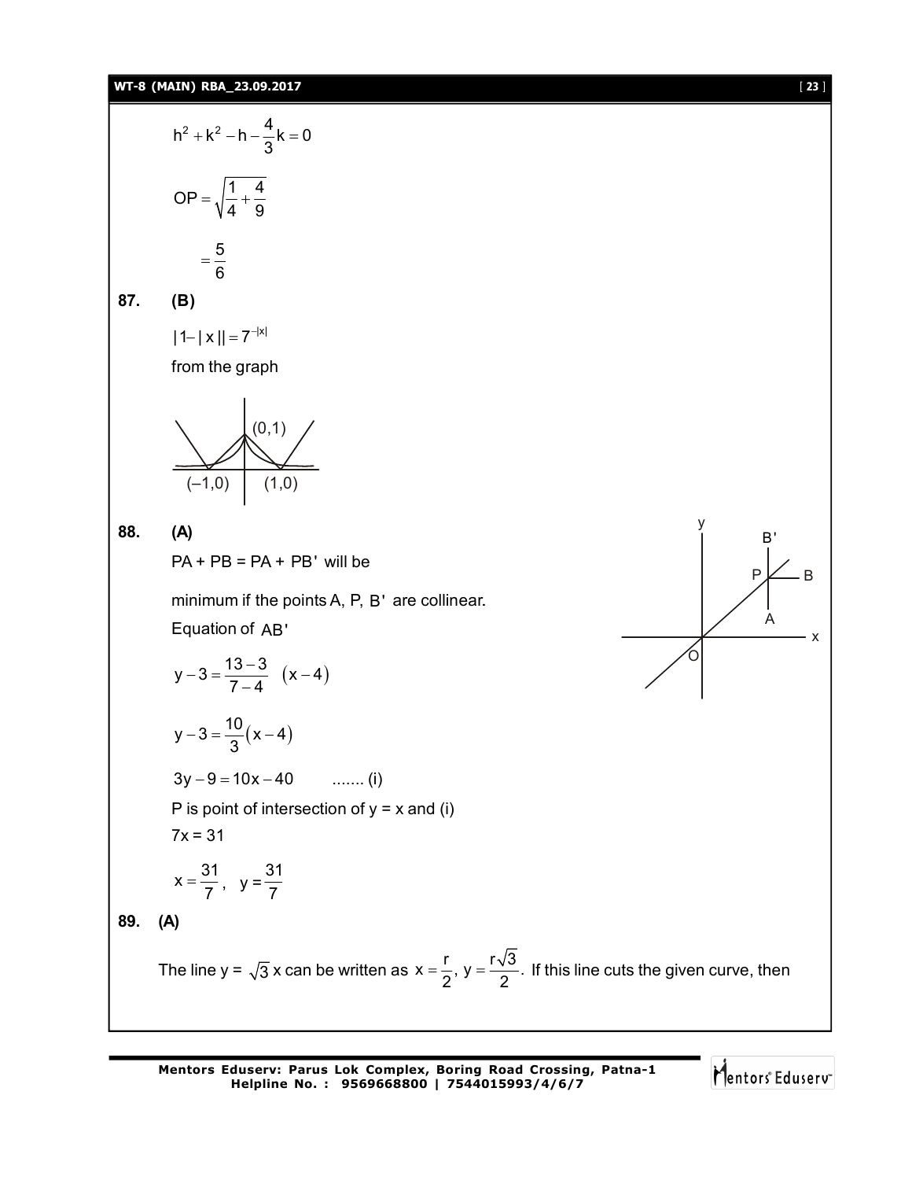$$h^2 + k^2 - h - \frac{4}{3}k = 0$$

$$OP = \sqrt{\frac{1}{4} + \frac{4}{9}}$$

$$= \frac{5}{6}$$

**87. (B)**

$$|1 - |x|| = 7^{-|x|}$$

from the graph

(0,1)

(–1,0) (1,0)

**88. (A)**

PA + PB = PA + PB' will be

minimum if the points A, P, B' are collinear.

Equation of AB'

$$y - 3 = \frac{13 - 3}{7 - 4}\ (x - 4)$$

$$y - 3 = \frac{10}{3}(x - 4)$$

$$3y - 9 = 10x - 40 \qquad \text{....... (i)}$$

P is point of intersection of y = x and (i)

7x = 31

$$x = \frac{31}{7}, \quad y = \frac{31}{7}$$

**89. (A)**

The line y = $\sqrt{3}$ x can be written as $x = \frac{r}{2}$, $y = \frac{r\sqrt{3}}{2}$. If this line cuts the given curve, then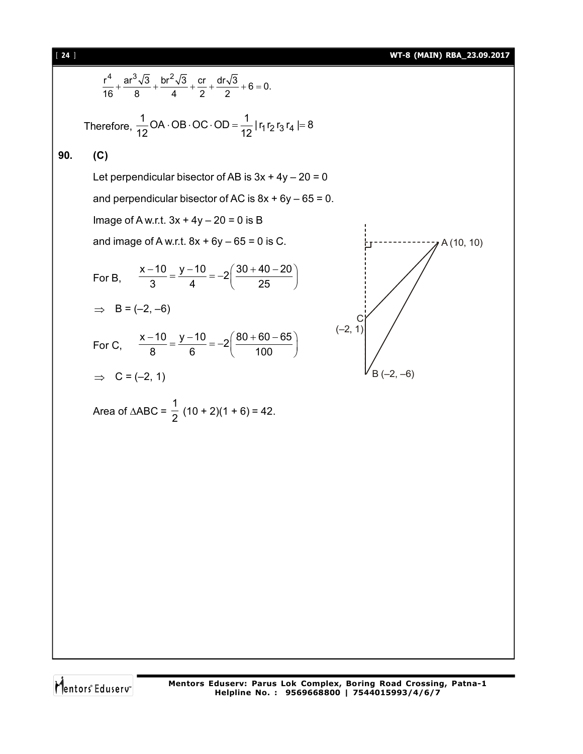$$\frac{r^4}{16}+\frac{ar^3\sqrt{3}}{8}+\frac{br^2\sqrt{3}}{4}+\frac{cr}{2}+\frac{dr\sqrt{3}}{2}+6=0.$$

Therefore, $\frac{1}{12}OA \cdot OB \cdot OC \cdot OD = \frac{1}{12}|r_1 r_2 r_3 r_4| = 8$

**90. (C)**

Let perpendicular bisector of AB is $3x + 4y - 20 = 0$

and perpendicular bisector of AC is $8x + 6y - 65 = 0$.

Image of A w.r.t. $3x + 4y - 20 = 0$ is B

and image of A w.r.t. $8x + 6y - 65 = 0$ is C.

For B, $\frac{x-10}{3}=\frac{y-10}{4}=-2\left(\frac{30+40-20}{25}\right)$

$\Rightarrow$ B = (–2, –6)

For C, $\frac{x-10}{8}=\frac{y-10}{6}=-2\left(\frac{80+60-65}{100}\right)$

$\Rightarrow$ C = (–2, 1)

A (10, 10)

C (–2, 1)

B (–2, –6)

Area of $\Delta ABC = \frac{1}{2}(10 + 2)(1 + 6) = 42$.